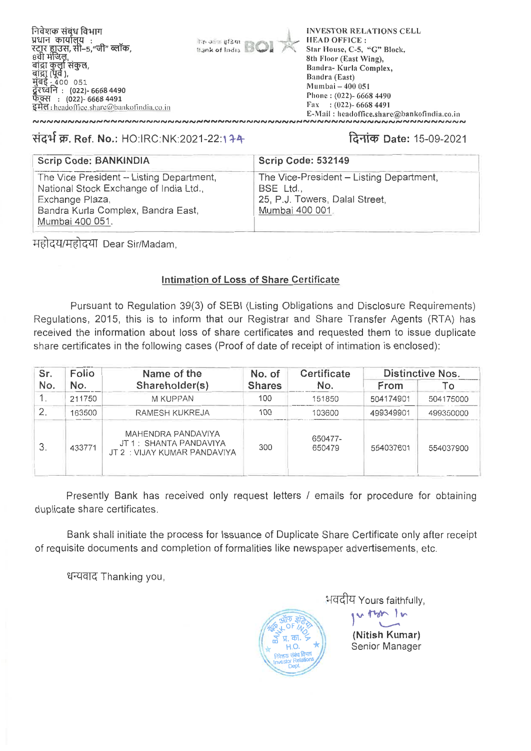निवेशक संबंध विभाग
प्रधान कार्यालय :
स्टार हाउस, सी–5,"जी" ब्लॉक,
8वी मंजिल,
बांद्रा कुर्ला संकुल,
बांद्रा (पूर्व),
मुंबई - 400 051
दूरध्वनि : (022)- 6668 4490
फैक्स : (022)- 6668 4491
इमेल : headoffice.share@bankofindia.co.in

INVESTOR RELATIONS CELL
HEAD OFFICE :
Star House, C-5, "G" Block,
8th Floor (East Wing),
Bandra- Kurla Complex,
Bandra (East)
Mumbai – 400 051
Phone : (022)- 6668 4490
Fax : (022)- 6668 4491
E-Mail : headoffice.share@bankofindia.co.in

संदर्भ क्र. Ref. No.: HO:IRC:NK:2021-22:174

दिनांक Date: 15-09-2021

| Scrip Code: BANKINDIA | Scrip Code: 532149 |
|---|---|
| The Vice President – Listing Department, National Stock Exchange of India Ltd., Exchange Plaza, Bandra Kurla Complex, Bandra East, Mumbai 400 051. | The Vice-President – Listing Department, BSE Ltd., 25, P.J. Towers, Dalal Street, Mumbai 400 001. |

महोदय/महोदया Dear Sir/Madam,

## Intimation of Loss of Share Certificate

Pursuant to Regulation 39(3) of SEBI (Listing Obligations and Disclosure Requirements) Regulations, 2015, this is to inform that our Registrar and Share Transfer Agents (RTA) has received the information about loss of share certificates and requested them to issue duplicate share certificates in the following cases (Proof of date of receipt of intimation is enclosed):

| Sr. No. | Folio No. | Name of the Shareholder(s) | No. of Shares | Certificate No. | Distinctive Nos. | |
|---|---|---|---|---|---|---|
| | | | | | From | To |
| 1. | 211750 | M KUPPAN | 100 | 151850 | 504174901 | 504175000 |
| 2. | 163500 | RAMESH KUKREJA | 100 | 103600 | 499349901 | 499350000 |
| 3. | 433771 | MAHENDRA PANDAVIYA<br>JT 1 : SHANTA PANDAVIYA<br>JT 2 : VIJAY KUMAR PANDAVIYA | 300 | 650477-650479 | 554037601 | 554037900 |

Presently Bank has received only request letters / emails for procedure for obtaining duplicate share certificates.

Bank shall initiate the process for Issuance of Duplicate Share Certificate only after receipt of requisite documents and completion of formalities like newspaper advertisements, etc.

धन्यवाद Thanking you,

भवदीय Yours faithfully,

**(Nitish Kumar)**
Senior Manager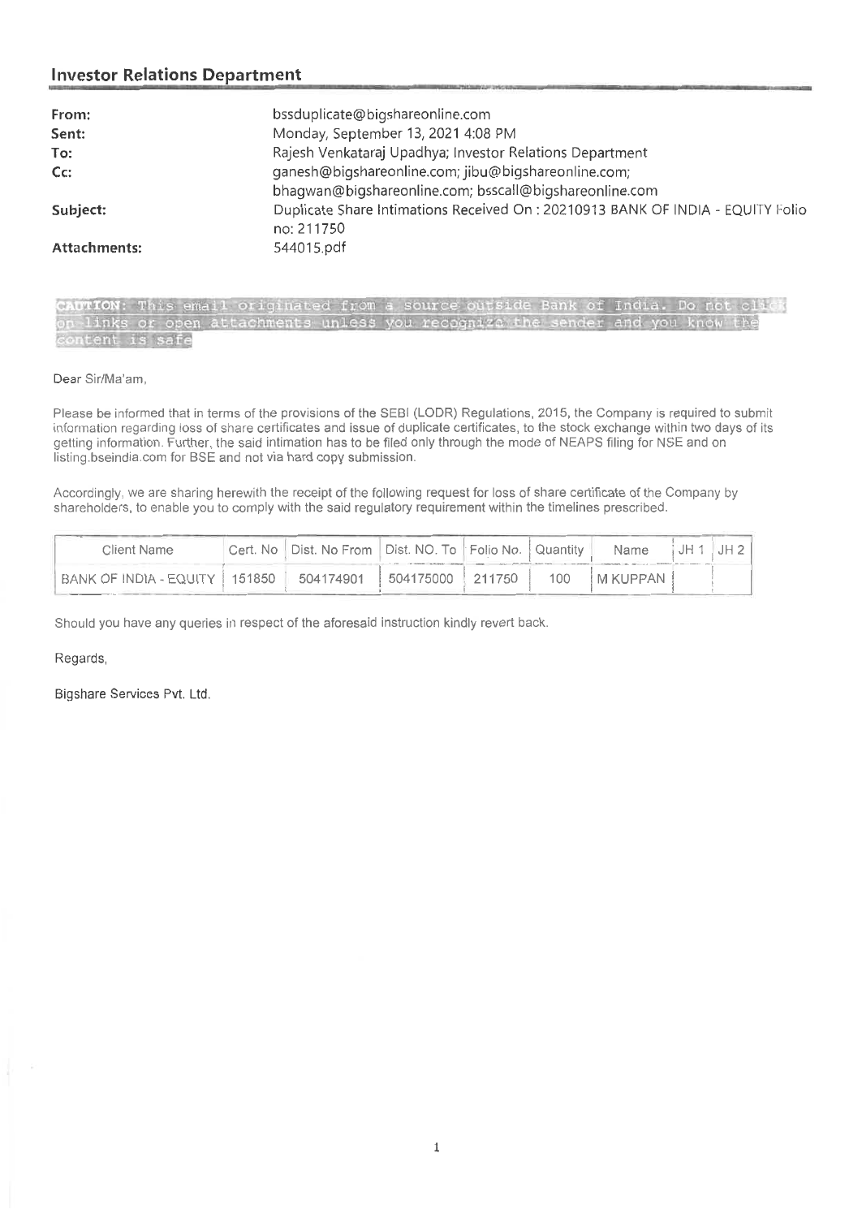## Investor Relations Department

| | |
|---|---|
| **From:** | bssduplicate@bigshareonline.com |
| **Sent:** | Monday, September 13, 2021 4:08 PM |
| **To:** | Rajesh Venkataraj Upadhya; Investor Relations Department |
| **Cc:** | ganesh@bigshareonline.com; jibu@bigshareonline.com; bhagwan@bigshareonline.com; bsscall@bigshareonline.com |
| **Subject:** | Duplicate Share Intimations Received On : 20210913 BANK OF INDIA - EQUITY Folio no: 211750 |
| **Attachments:** | 544015.pdf |

CAUTION: This email originated from a source outside Bank of India. Do not click on links or open attachments unless you recognize the sender and you know the content is safe

Dear Sir/Ma'am,

Please be informed that in terms of the provisions of the SEBI (LODR) Regulations, 2015, the Company is required to submit information regarding loss of share certificates and issue of duplicate certificates, to the stock exchange within two days of its getting information. Further, the said intimation has to be filed only through the mode of NEAPS filing for NSE and on listing.bseindia.com for BSE and not via hard copy submission.

Accordingly, we are sharing herewith the receipt of the following request for loss of share certificate of the Company by shareholders, to enable you to comply with the said regulatory requirement within the timelines prescribed.

| Client Name | Cert. No | Dist. No From | Dist. NO. To | Folio No. | Quantity | Name | JH 1 | JH 2 |
|---|---|---|---|---|---|---|---|---|
| BANK OF INDIA - EQUITY | 151850 | 504174901 | 504175000 | 211750 | 100 | M KUPPAN | | |

Should you have any queries in respect of the aforesaid instruction kindly revert back.

Regards,

Bigshare Services Pvt. Ltd.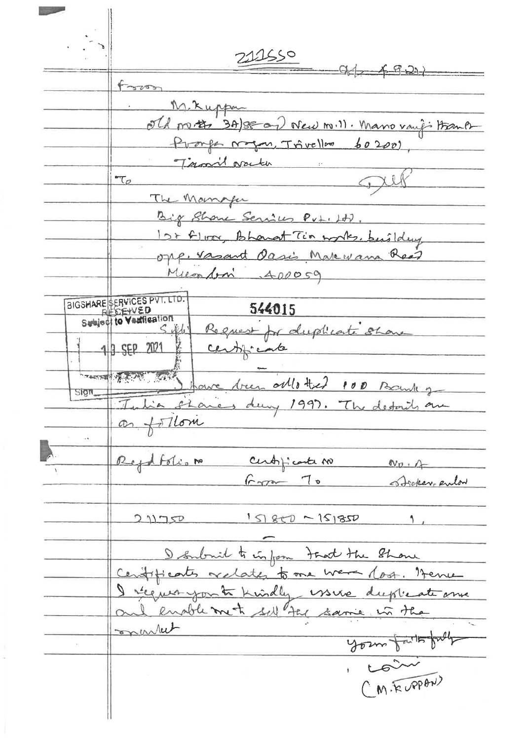211550 ~~Ack 4-9-2021~~

From

M. Kuppan
Old no. 3A/88 and New no. 11. Manoranji Hamlet
Pranga nagar, Trivellore 602001,
Tamil nadu

To

The Manager
Big Share Services Pvt. Ltd.
1st floor, Bharat Tin works building
opp. Vasant Oasis Makwana Road
Mumbai 400059

BIGSHARE SERVICES PVT. LTD.
RECEIVED
Subject to Verification
13 SEP 2021
Sign

544015

Sub: Request for duplicate share certificate

I have been allotted 100 Bank of India shares during 1997. The details are as follows

| Regd folio no | Certificate no From To | No. of stickers enclosed |
| --- | --- | --- |
| 211750 | 151800 ~ 151850 | 1 |

I submit to inform that the share certificates relates to me were lost. Hence I request you to kindly issue duplicate ones and enable me to sell the same in the market

Yours faithfully

(M. KUPPAN)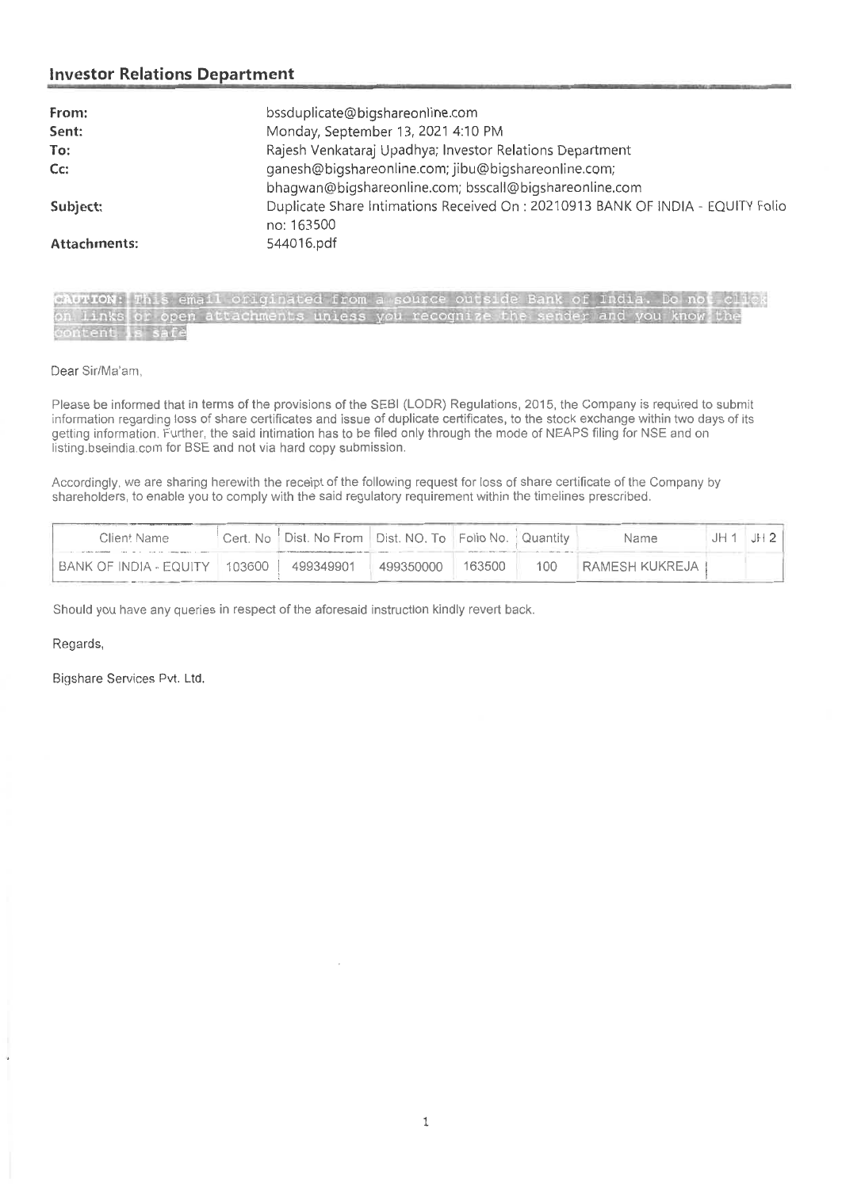## Investor Relations Department

| | |
|---|---|
| **From:** | bssduplicate@bigshareonline.com |
| **Sent:** | Monday, September 13, 2021 4:10 PM |
| **To:** | Rajesh Venkataraj Upadhya; Investor Relations Department |
| **Cc:** | ganesh@bigshareonline.com; jibu@bigshareonline.com; bhagwan@bigshareonline.com; bsscall@bigshareonline.com |
| **Subject:** | Duplicate Share Intimations Received On : 20210913 BANK OF INDIA - EQUITY Folio no: 163500 |
| **Attachments:** | 544016.pdf |

CAUTION: This email originated from a source outside Bank of India. Do not click on links or open attachments unless you recognize the sender and you know the content is safe

Dear Sir/Ma'am,

Please be informed that in terms of the provisions of the SEBI (LODR) Regulations, 2015, the Company is required to submit information regarding loss of share certificates and issue of duplicate certificates, to the stock exchange within two days of its getting information. Further, the said intimation has to be filed only through the mode of NEAPS filing for NSE and on listing.bseindia.com for BSE and not via hard copy submission.

Accordingly, we are sharing herewith the receipt of the following request for loss of share certificate of the Company by shareholders, to enable you to comply with the said regulatory requirement within the timelines prescribed.

| Client Name | Cert. No | Dist. No From | Dist. NO. To | Folio No. | Quantity | Name | JH 1 | JH 2 |
|---|---|---|---|---|---|---|---|---|
| BANK OF INDIA - EQUITY | 103600 | 499349901 | 499350000 | 163500 | 100 | RAMESH KUKREJA | | |

Should you have any queries in respect of the aforesaid instruction kindly revert back.

Regards,

Bigshare Services Pvt. Ltd.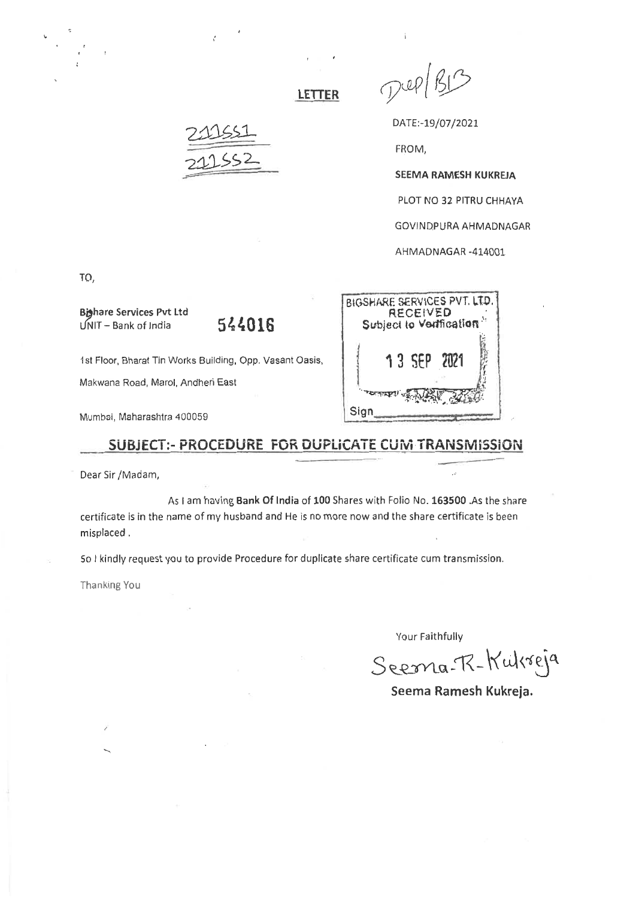**LETTER**

Dup/BB

211551

211552

DATE:-19/07/2021

FROM,

**SEEMA RAMESH KUKREJA**

PLOT NO 32 PITRU CHHAYA

GOVINDPURA AHMADNAGAR

AHMADNAGAR -414001

TO,

**Bighare Services Pvt Ltd**
UNIT – Bank of India

**544016**

1st Floor, Bharat Tin Works Building, Opp. Vasant Oasis,

Makwana Road, Marol, Andheri East

Mumbai, Maharashtra 400059

BIGSHARE SERVICES PVT. LTD.
RECEIVED
Subject to Verification

13 SEP 2021

Sign

## SUBJECT:- PROCEDURE FOR DUPLICATE CUM TRANSMISSION

Dear Sir /Madam,

As I am having **Bank Of India** of **100** Shares with Folio No. **163500** .As the share certificate is in the name of my husband and He is no more now and the share certificate is been misplaced .

So I kindly request you to provide Procedure for duplicate share certificate cum transmission.

Thanking You

Your Faithfully

Seema-R-Kukreja

**Seema Ramesh Kukreja.**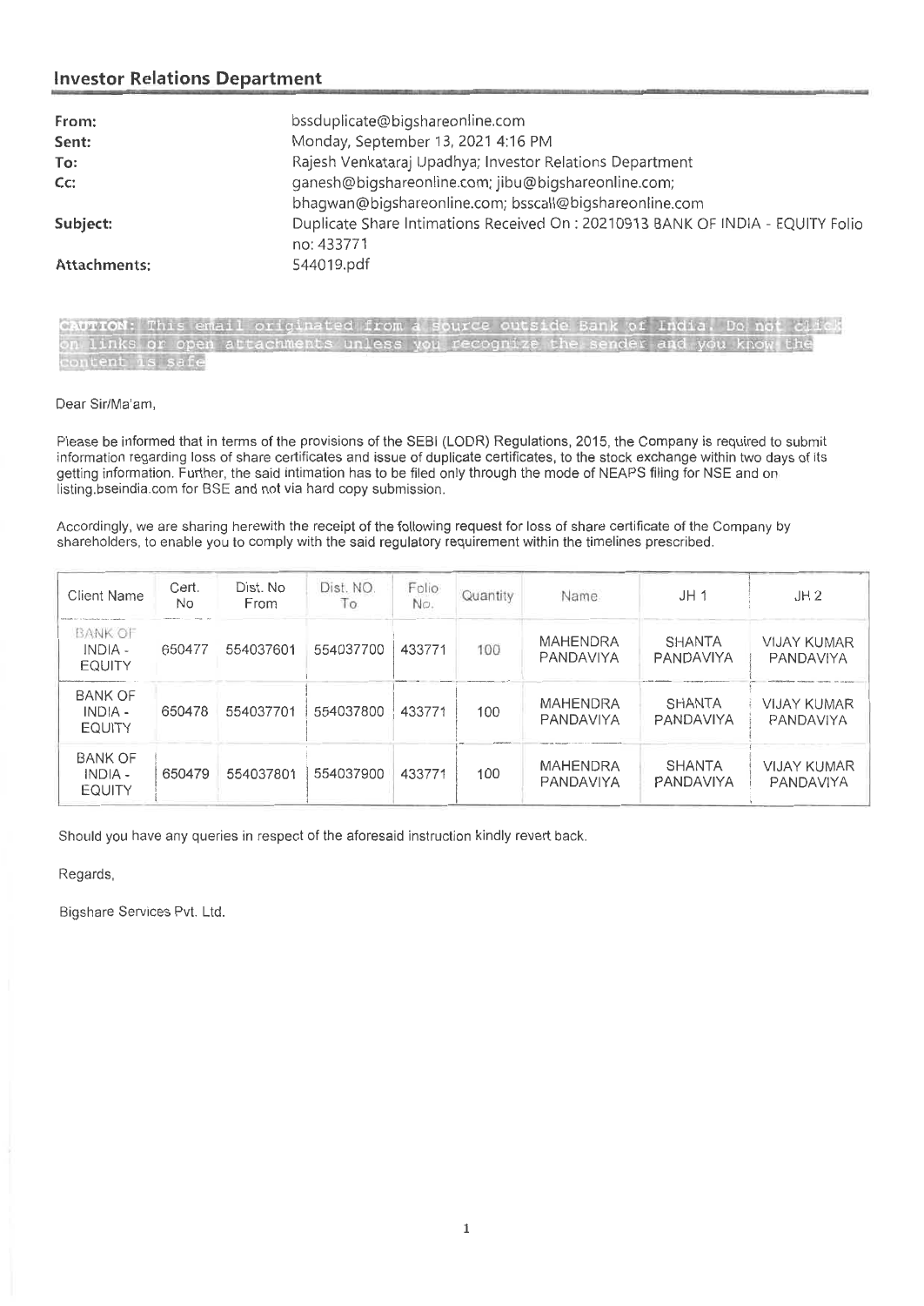## Investor Relations Department

| | |
|---|---|
| **From:** | bssduplicate@bigshareonline.com |
| **Sent:** | Monday, September 13, 2021 4:16 PM |
| **To:** | Rajesh Venkataraj Upadhya; Investor Relations Department |
| **Cc:** | ganesh@bigshareonline.com; jibu@bigshareonline.com; bhagwan@bigshareonline.com; bsscall@bigshareonline.com |
| **Subject:** | Duplicate Share Intimations Received On : 20210913 BANK OF INDIA - EQUITY Folio no: 433771 |
| **Attachments:** | 544019.pdf |

CAUTION: This email originated from a source outside Bank of India. Do not click on links or open attachments unless you recognize the sender and you know the content is safe

Dear Sir/Ma'am,

Please be informed that in terms of the provisions of the SEBI (LODR) Regulations, 2015, the Company is required to submit information regarding loss of share certificates and issue of duplicate certificates, to the stock exchange within two days of its getting information. Further, the said intimation has to be filed only through the mode of NEAPS filing for NSE and on listing.bseindia.com for BSE and not via hard copy submission.

Accordingly, we are sharing herewith the receipt of the following request for loss of share certificate of the Company by shareholders, to enable you to comply with the said regulatory requirement within the timelines prescribed.

| Client Name | Cert. No | Dist. No From | Dist. NO. To | Folio No. | Quantity | Name | JH 1 | JH 2 |
|---|---|---|---|---|---|---|---|---|
| BANK OF INDIA - EQUITY | 650477 | 554037601 | 554037700 | 433771 | 100 | MAHENDRA PANDAVIYA | SHANTA PANDAVIYA | VIJAY KUMAR PANDAVIYA |
| BANK OF INDIA - EQUITY | 650478 | 554037701 | 554037800 | 433771 | 100 | MAHENDRA PANDAVIYA | SHANTA PANDAVIYA | VIJAY KUMAR PANDAVIYA |
| BANK OF INDIA - EQUITY | 650479 | 554037801 | 554037900 | 433771 | 100 | MAHENDRA PANDAVIYA | SHANTA PANDAVIYA | VIJAY KUMAR PANDAVIYA |

Should you have any queries in respect of the aforesaid instruction kindly revert back.

Regards,

Bigshare Services Pvt. Ltd.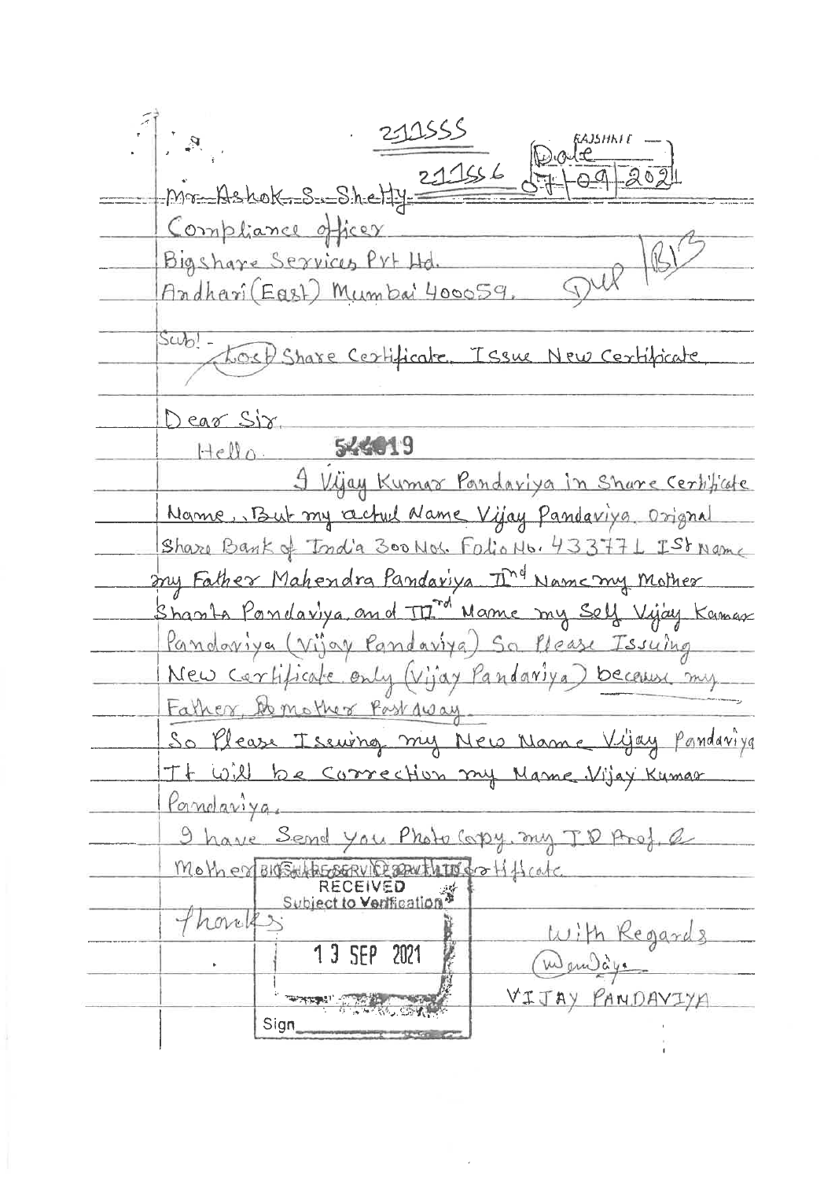211555

RAJSHRIE

Date 07-09-2021

211556

Mr. Ashok S. Shetty

Compliance officer

Bigshare Services Pvt Ltd.

Andheri (East) Mumbai 400059.

DUP BIB

Sub! - Lost Share Certificate. Issue New Certificate

Dear Sir,

Hello. 544019

I Vijay Kumar Pandariya in Share Certificate Name, But my actul Name Vijay Pandaviya. Orignal Share Bank of India 300 Nos. Folio No. 433771 Ist Name my Father Mahendra Pandariya IInd Name my Mother Shanta Pandariya and IIIrd Name my Self Vijay Kumar Pandariya (Vijay Pandariya) So Please Issuing New Certificate only (Vijay Pandariya) because my Father & mother Past away.

So Please Issuing my New Name Vijay Pandariya It will be Correction my Name Vijay Kumar Pandariya.

I have Send you Photo copy. my ID Proof & Mother BIGSHARE SERVICES PVT LTD Certificate.

RECEIVED
Subject to Verification

13 SEP 2021

Sign\_\_\_\_\_\_\_\_

thanks

With Regards

(signature)

VIJAY PANDAVIYA